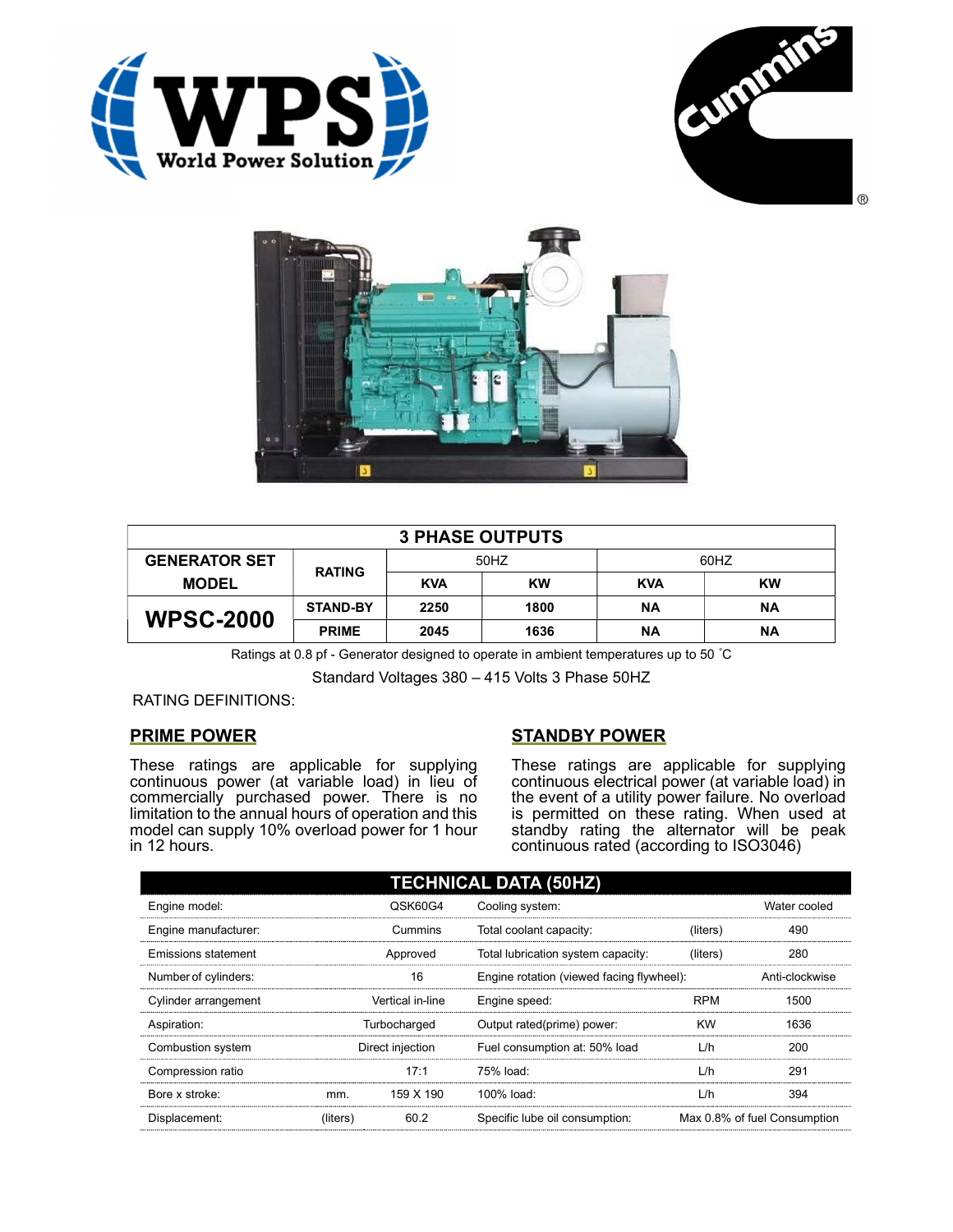| 3 PHASE OUTPUTS | | | | | |
|---|---|---|---|---|---|
| GENERATOR SET MODEL | RATING | 50HZ | | 60HZ | |
| | | KVA | KW | KVA | KW |
| **WPSC-2000** | STAND-BY | 2250 | 1800 | NA | NA |
| | PRIME | 2045 | 1636 | NA | NA |

Ratings at 0.8 pf - Generator designed to operate in ambient temperatures up to 50 ˚C

Standard Voltages 380 – 415 Volts 3 Phase 50HZ

RATING DEFINITIONS:

## PRIME POWER

These ratings are applicable for supplying continuous power (at variable load) in lieu of commercially purchased power. There is no limitation to the annual hours of operation and this model can supply 10% overload power for 1 hour in 12 hours.

## STANDBY POWER

These ratings are applicable for supplying continuous electrical power (at variable load) in the event of a utility power failure. No overload is permitted on these rating. When used at standby rating the alternator will be peak continuous rated (according to ISO3046)

## TECHNICAL DATA (50HZ)

| | | | | | |
|---|---|---|---|---|---|
| Engine model: | | QSK60G4 | Cooling system: | | Water cooled |
| Engine manufacturer: | | Cummins | Total coolant capacity: | (liters) | 490 |
| Emissions statement | | Approved | Total lubrication system capacity: | (liters) | 280 |
| Number of cylinders: | | 16 | Engine rotation (viewed facing flywheel): | | Anti-clockwise |
| Cylinder arrangement | | Vertical in-line | Engine speed: | RPM | 1500 |
| Aspiration: | | Turbocharged | Output rated(prime) power: | KW | 1636 |
| Combustion system | | Direct injection | Fuel consumption at: 50% load | L/h | 200 |
| Compression ratio | | 17:1 | 75% load: | L/h | 291 |
| Bore x stroke: | mm. | 159 X 190 | 100% load: | L/h | 394 |
| Displacement: | (liters) | 60.2 | Specific lube oil consumption: | | Max 0.8% of fuel Consumption |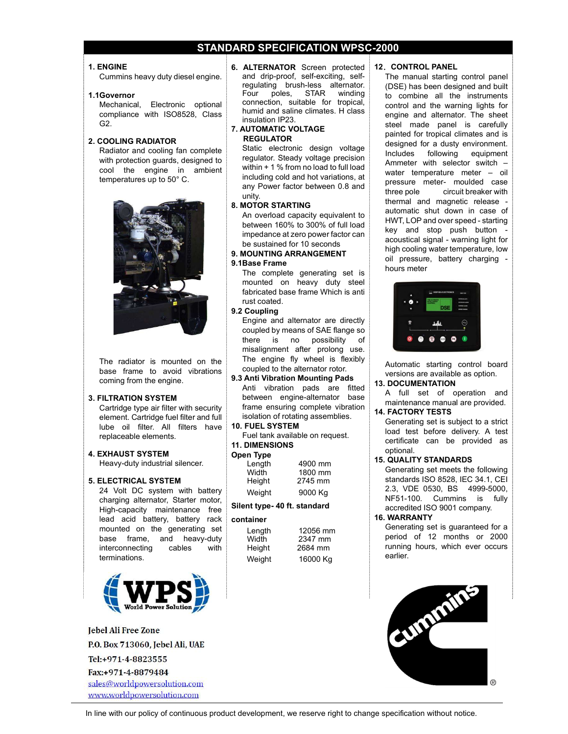# STANDARD SPECIFICATION WPSC-2000

## 1. ENGINE

Cummins heavy duty diesel engine.

### 1.1Governor

Mechanical, Electronic optional compliance with ISO8528, Class G2.

## 2. COOLING RADIATOR

Radiator and cooling fan complete with protection guards, designed to cool the engine in ambient temperatures up to 50° C.

The radiator is mounted on the base frame to avoid vibrations coming from the engine.

## 3. FILTRATION SYSTEM

Cartridge type air filter with security element. Cartridge fuel filter and full lube oil filter. All filters have replaceable elements.

## 4. EXHAUST SYSTEM

Heavy-duty industrial silencer.

## 5. ELECTRICAL SYSTEM

24 Volt DC system with battery charging alternator, Starter motor, High-capacity maintenance free lead acid battery, battery rack mounted on the generating set base frame, and heavy-duty interconnecting cables with terminations.

## 6. ALTERNATOR

Screen protected and drip-proof, self-exciting, self-regulating brush-less alternator. Four poles, STAR winding connection, suitable for tropical, humid and saline climates. H class insulation IP23.

## 7. AUTOMATIC VOLTAGE REGULATOR

Static electronic design voltage regulator. Steady voltage precision within + 1 % from no load to full load including cold and hot variations, at any Power factor between 0.8 and unity.

## 8. MOTOR STARTING

An overload capacity equivalent to between 160% to 300% of full load impedance at zero power factor can be sustained for 10 seconds

## 9. MOUNTING ARRANGEMENT

### 9.1Base Frame

The complete generating set is mounted on heavy duty steel fabricated base frame Which is anti rust coated.

### 9.2 Coupling

Engine and alternator are directly coupled by means of SAE flange so there is no possibility of misalignment after prolong use. The engine fly wheel is flexibly coupled to the alternator rotor.

### 9.3 Anti Vibration Mounting Pads

Anti vibration pads are fitted between engine-alternator base frame ensuring complete vibration isolation of rotating assemblies.

## 10. FUEL SYSTEM

Fuel tank available on request.

## 11. DIMENSIONS

**Open Type**

| | |
|---|---|
| Length | 4900 mm |
| Width | 1800 mm |
| Height | 2745 mm |
| Weight | 9000 Kg |

**Silent type- 40 ft. standard container**

| | |
|---|---|
| Length | 12056 mm |
| Width | 2347 mm |
| Height | 2684 mm |
| Weight | 16000 Kg |

## 12. CONTROL PANEL

The manual starting control panel (DSE) has been designed and built to combine all the instruments control and the warning lights for engine and alternator. The sheet steel made panel is carefully painted for tropical climates and is designed for a dusty environment. Includes following equipment Ammeter with selector switch – water temperature meter – oil pressure meter- moulded case three pole circuit breaker with thermal and magnetic release - automatic shut down in case of HWT, LOP and over speed - starting key and stop push button - acoustical signal - warning light for high cooling water temperature, low oil pressure, battery charging - hours meter

Automatic starting control board versions are available as option.

## 13. DOCUMENTATION

A full set of operation and maintenance manual are provided.

## 14. FACTORY TESTS

Generating set is subject to a strict load test before delivery. A test certificate can be provided as optional.

## 15. QUALITY STANDARDS

Generating set meets the following standards ISO 8528, IEC 34.1, CEI 2.3, VDE 0530, BS 4999-5000, NF51-100. Cummins is fully accredited ISO 9001 company.

## 16. WARRANTY

Generating set is guaranteed for a period of 12 months or 2000 running hours, which ever occurs earlier.

WPS World Power Solution

Jebel Ali Free Zone
P.O. Box 713060, Jebel Ali, UAE
Tel:+971-4-8823555
Fax:+971-4-8879484
sales@worldpowersolution.com
www.worldpowersolution.com

Cummins®

In line with our policy of continuous product development, we reserve right to change specification without notice.